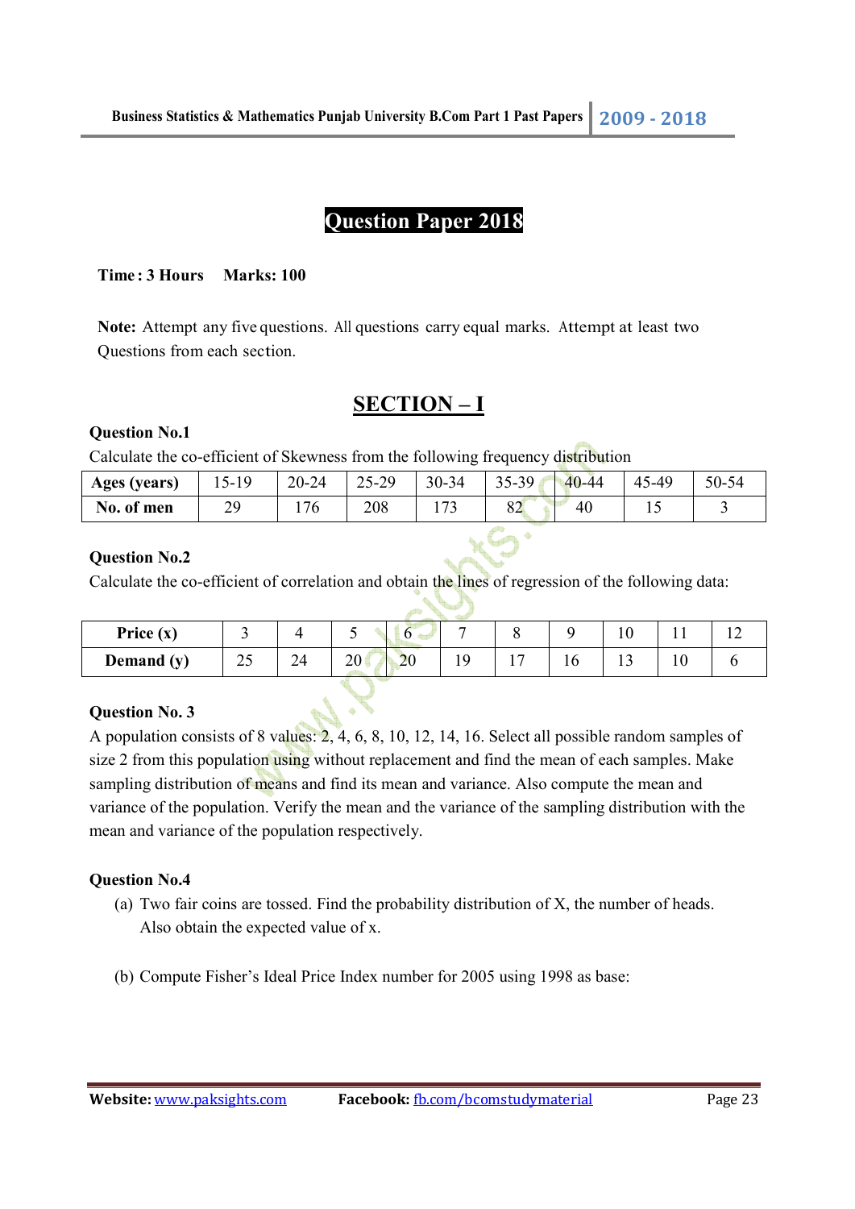# Question Paper 2018

**Time : 3 Hours     Marks: 100**

**Note:** Attempt any five questions. All questions carry equal marks. Attempt at least two Questions from each section.

## SECTION – I

**Question No.1**

Calculate the co-efficient of Skewness from the following frequency distribution

| **Ages (years)** | 15-19 | 20-24 | 25-29 | 30-34 | 35-39 | 40-44 | 45-49 | 50-54 |
|---|---|---|---|---|---|---|---|---|
| **No. of men** | 29 | 176 | 208 | 173 | 82 | 40 | 15 | 3 |

**Question No.2**

Calculate the co-efficient of correlation and obtain the lines of regression of the following data:

| **Price (x)** | 3 | 4 | 5 | 6 | 7 | 8 | 9 | 10 | 11 | 12 |
|---|---|---|---|---|---|---|---|---|---|---|
| **Demand (y)** | 25 | 24 | 20 | 20 | 19 | 17 | 16 | 13 | 10 | 6 |

**Question No. 3**

A population consists of 8 values: 2, 4, 6, 8, 10, 12, 14, 16. Select all possible random samples of size 2 from this population using without replacement and find the mean of each samples. Make sampling distribution of means and find its mean and variance. Also compute the mean and variance of the population. Verify the mean and the variance of the sampling distribution with the mean and variance of the population respectively.

**Question No.4**

(a) Two fair coins are tossed. Find the probability distribution of X, the number of heads. Also obtain the expected value of x.

(b) Compute Fisher's Ideal Price Index number for 2005 using 1998 as base: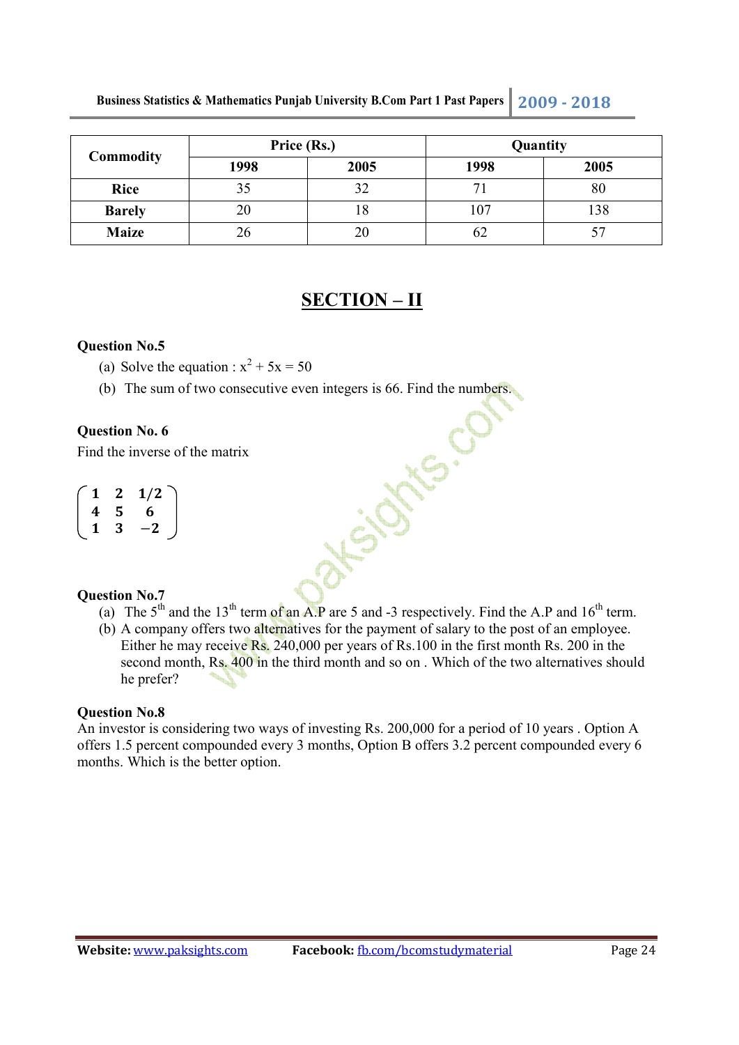| Commodity | Price (Rs.) | | Quantity | |
|---|---|---|---|---|
| | 1998 | 2005 | 1998 | 2005 |
| **Rice** | 35 | 32 | 71 | 80 |
| **Barely** | 20 | 18 | 107 | 138 |
| **Maize** | 26 | 20 | 62 | 57 |

## SECTION – II

**Question No.5**

(a) Solve the equation : $x^2 + 5x = 50$

(b) The sum of two consecutive even integers is 66. Find the numbers.

**Question No. 6**

Find the inverse of the matrix

$$\begin{pmatrix} 1 & 2 & 1/2 \\ 4 & 5 & 6 \\ 1 & 3 & -2 \end{pmatrix}$$

**Question No.7**

(a) The $5^{th}$ and the $13^{th}$ term of an A.P are 5 and -3 respectively. Find the A.P and $16^{th}$ term.

(b) A company offers two alternatives for the payment of salary to the post of an employee. Either he may receive Rs. 240,000 per years of Rs.100 in the first month Rs. 200 in the second month, Rs. 400 in the third month and so on . Which of the two alternatives should he prefer?

**Question No.8**

An investor is considering two ways of investing Rs. 200,000 for a period of 10 years . Option A offers 1.5 percent compounded every 3 months, Option B offers 3.2 percent compounded every 6 months. Which is the better option.